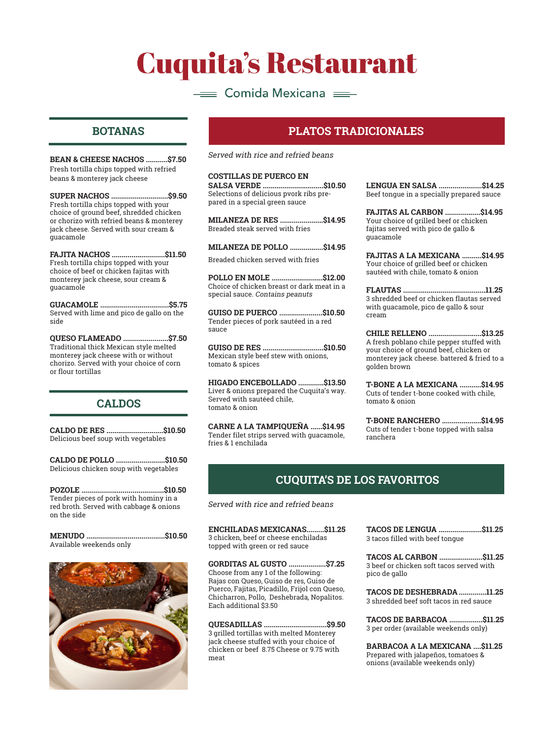# Cuquita's Restaurant

Comida Mexicana

## BOTANAS

**BEAN & CHEESE NACHOS ...........$7.50**
Fresh tortilla chips topped with refried beans & monterey jack cheese

**SUPER NACHOS .............................$9.50**
Fresh tortilla chips topped with your choice of ground beef, shredded chicken or chorizo with refried beans & monterey jack cheese. Served with sour cream & guacamole

**FAJITA NACHOS ...........................$11.50**
Fresh tortilla chips topped with your choice of beef or chicken fajitas with monterey jack cheese, sour cream & guacamole

**GUACAMOLE ...................................$5.75**
Served with lime and pico de gallo on the side

**QUESO FLAMEADO .......................$7.50**
Traditional thick Mexican style melted monterey jack cheese with or without chorizo. Served with your choice of corn or flour tortillas

## CALDOS

**CALDO DE RES .............................$10.50**
Delicious beef soup with vegetables

**CALDO DE POLLO .........................$10.50**
Delicious chicken soup with vegetables

**POZOLE ..........................................$10.50**
Tender pieces of pork with hominy in a red broth. Served with cabbage & onions on the side

**MENUDO ........................................$10.50**
Available weekends only

## PLATOS TRADICIONALES

*Served with rice and refried beans*

**COSTILLAS DE PUERCO EN SALSA VERDE ...............................$10.50**
Selections of delicious pvork ribs prepared in a special green sauce

**MILANEZA DE RES ......................$14.95**
Breaded steak served with fries

**MILANEZA DE POLLO .................$14.95**
Breaded chicken served with fries

**POLLO EN MOLE ...........................$12.00**
Choice of chicken breast or dark meat in a special sauce. *Contains peanuts*

**GUISO DE PUERCO ......................$10.50**
Tender pieces of pork sautéed in a red sauce

**GUISO DE RES ...............................$10.50**
Mexican style beef stew with onions, tomato & spices

**HIGADO ENCEBOLLADO .............$13.50**
Liver & onions prepared the Cuquita's way. Served with sautéed chile, tomato & onion

**CARNE A LA TAMPIQUEÑA ......$14.95**
Tender filet strips served with guacamole, fries & 1 enchilada

**LENGUA EN SALSA ......................$14.25**
Beef tongue in a specially prepared sauce

**FAJITAS AL CARBON ..................$14.95**
Your choice of grilled beef or chicken fajitas served with pico de gallo & guacamole

**FAJITAS A LA MEXICANA ..........$14.95**
Your choice of grilled beef or chicken sautéed with chile, tomato & onion

**FLAUTAS ..........................................11.25**
3 shredded beef or chicken flautas served with guacamole, pico de gallo & sour cream

**CHILE RELLENO ............................$13.25**
A fresh poblano chile pepper stuffed with your choice of ground beef, chicken or monterey jack cheese. battered & fried to a golden brown

**T-BONE A LA MEXICANA ...........$14.95**
Cuts of tender t-bone cooked with chile, tomato & onion

**T-BONE RANCHERO ....................$14.95**
Cuts of tender t-bone topped with salsa ranchera

## CUQUITA'S DE LOS FAVORITOS

*Served with rice and refried beans*

**ENCHILADAS MEXICANAS.........$11.25**
3 chicken, beef or cheese enchiladas topped with green or red sauce

**GORDITAS AL GUSTO ..................$7.25**
Choose from any 1 of the following: Rajas con Queso, Guiso de res, Guiso de Puerco, Fajitas, Picadillo, Frijol con Queso, Chicharron, Pollo, Deshebrada, Nopalitos. Each additional $3.50

**QUESADILLAS ................................$9.50**
3 grilled tortillas with melted Monterey jack cheese stuffed with your choice of chicken or beef 8.75 Cheese or 9.75 with meat

**TACOS DE LENGUA ......................$11.25**
3 tacos filled with beef tongue

**TACOS AL CARBON ......................$11.25**
3 beef or chicken soft tacos served with pico de gallo

**TACOS DE DESHEBRADA .............11.25**
3 shredded beef soft tacos in red sauce

**TACOS DE BARBACOA .................$11.25**
3 per order (available weekends only)

**BARBACOA A LA MEXICANA ....$11.25**
Prepared with jalapeños, tomatoes & onions (available weekends only)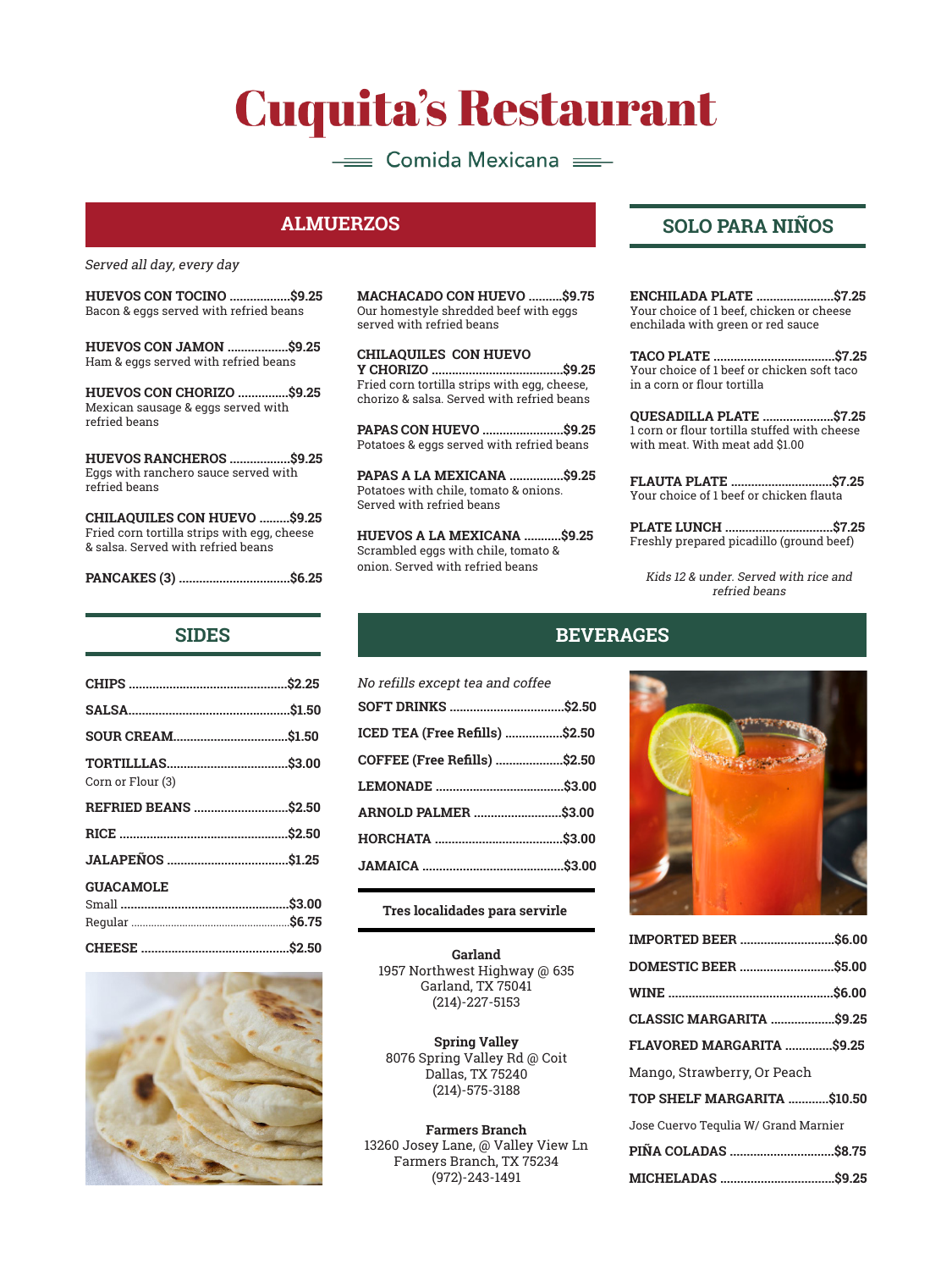# Cuquita's Restaurant

Comida Mexicana

## ALMUERZOS

*Served all day, every day*

**HUEVOS CON TOCINO** .................. **$9.25**
Bacon & eggs served with refried beans

**HUEVOS CON JAMON** .................. **$9.25**
Ham & eggs served with refried beans

**HUEVOS CON CHORIZO** ............... **$9.25**
Mexican sausage & eggs served with refried beans

**HUEVOS RANCHEROS** .................. **$9.25**
Eggs with ranchero sauce served with refried beans

**CHILAQUILES CON HUEVO** ......... **$9.25**
Fried corn tortilla strips with egg, cheese & salsa. Served with refried beans

**PANCAKES (3)** ................................ **$6.25**

**MACHACADO CON HUEVO** .......... **$9.75**
Our homestyle shredded beef with eggs served with refried beans

**CHILAQUILES CON HUEVO Y CHORIZO** ....................................... **$9.25**
Fried corn tortilla strips with egg, cheese, chorizo & salsa. Served with refried beans

**PAPAS CON HUEVO** ........................ **$9.25**
Potatoes & eggs served with refried beans

**PAPAS A LA MEXICANA** ................ **$9.25**
Potatoes with chile, tomato & onions. Served with refried beans

**HUEVOS A LA MEXICANA** ........... **$9.25**
Scrambled eggs with chile, tomato & onion. Served with refried beans

## SOLO PARA NIÑOS

**ENCHILADA PLATE** ....................... **$7.25**
Your choice of 1 beef, chicken or cheese enchilada with green or red sauce

**TACO PLATE** .................................... **$7.25**
Your choice of 1 beef or chicken soft taco in a corn or flour tortilla

**QUESADILLA PLATE** ..................... **$7.25**
1 corn or flour tortilla stuffed with cheese with meat. With meat add $1.00

**FLAUTA PLATE** .............................. **$7.25**
Your choice of 1 beef or chicken flauta

**PLATE LUNCH** ................................ **$7.25**
Freshly prepared picadillo (ground beef)

*Kids 12 & under. Served with rice and refried beans*

## SIDES

**CHIPS** ............................................... **$2.25**

**SALSA** ................................................ **$1.50**

**SOUR CREAM** .................................. **$1.50**

**TORTILLLAS** .................................... **$3.00**
Corn or Flour (3)

**REFRIED BEANS** ............................ **$2.50**

**RICE** .................................................. **$2.50**

**JALAPEÑOS** .................................... **$1.25**

**GUACAMOLE**
Small .................................................. **$3.00**
Regular ................................................ **$6.75**

**CHEESE** ............................................ **$2.50**

## BEVERAGES

*No refills except tea and coffee*

**SOFT DRINKS** ................................. **$2.50**

**ICED TEA (Free Refills)** ................. **$2.50**

**COFFEE (Free Refills)** .................... **$2.50**

**LEMONADE** ...................................... **$3.00**

**ARNOLD PALMER** .......................... **$3.00**

**HORCHATA** ...................................... **$3.00**

**JAMAICA** .......................................... **$3.00**

**IMPORTED BEER** ............................ **$6.00**

**DOMESTIC BEER** ............................ **$5.00**

**WINE** ................................................. **$6.00**

**CLASSIC MARGARITA** ................... **$9.25**

**FLAVORED MARGARITA** ............. **$9.25**

Mango, Strawberry, Or Peach

**TOP SHELF MARGARITA** ............ **$10.50**

Jose Cuervo Tequlia W/ Grand Marnier

**PIÑA COLADAS** ............................... **$8.75**

**MICHELADAS** .................................. **$9.25**

### Tres localidades para servirle

**Garland**
1957 Northwest Highway @ 635
Garland, TX 75041
(214)-227-5153

**Spring Valley**
8076 Spring Valley Rd @ Coit
Dallas, TX 75240
(214)-575-3188

**Farmers Branch**
13260 Josey Lane, @ Valley View Ln
Farmers Branch, TX 75234
(972)-243-1491